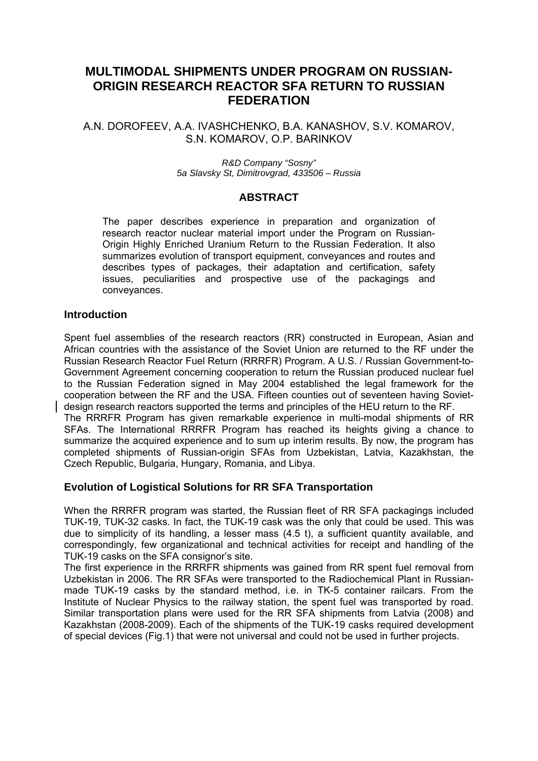# MULTIMODAL SHIPMENTS UNDER PROGRAM ON RUSSIAN-ORIGIN RESEARCH REACTOR SFA RETURN TO RUSSIAN FEDERATION

A.N. DOROFEEV, A.A. IVASHCHENKO, B.A. KANASHOV, S.V. KOMAROV, S.N. KOMAROV, O.P. BARINKOV

*R&D Company "Sosny"*
*5a Slavsky St, Dimitrovgrad, 433506 – Russia*

## ABSTRACT

The paper describes experience in preparation and organization of research reactor nuclear material import under the Program on Russian-Origin Highly Enriched Uranium Return to the Russian Federation. It also summarizes evolution of transport equipment, conveyances and routes and describes types of packages, their adaptation and certification, safety issues, peculiarities and prospective use of the packagings and conveyances.

## Introduction

Spent fuel assemblies of the research reactors (RR) constructed in European, Asian and African countries with the assistance of the Soviet Union are returned to the RF under the Russian Research Reactor Fuel Return (RRRFR) Program. A U.S. / Russian Government-to-Government Agreement concerning cooperation to return the Russian produced nuclear fuel to the Russian Federation signed in May 2004 established the legal framework for the cooperation between the RF and the USA. Fifteen counties out of seventeen having Soviet-design research reactors supported the terms and principles of the HEU return to the RF.
The RRRFR Program has given remarkable experience in multi-modal shipments of RR SFAs. The International RRRFR Program has reached its heights giving a chance to summarize the acquired experience and to sum up interim results. By now, the program has completed shipments of Russian-origin SFAs from Uzbekistan, Latvia, Kazakhstan, the Czech Republic, Bulgaria, Hungary, Romania, and Libya.

## Evolution of Logistical Solutions for RR SFA Transportation

When the RRRFR program was started, the Russian fleet of RR SFA packagings included TUK-19, TUK-32 casks. In fact, the TUK-19 cask was the only that could be used. This was due to simplicity of its handling, a lesser mass (4.5 t), a sufficient quantity available, and correspondingly, few organizational and technical activities for receipt and handling of the TUK-19 casks on the SFA consignor's site.
The first experience in the RRRFR shipments was gained from RR spent fuel removal from Uzbekistan in 2006. The RR SFAs were transported to the Radiochemical Plant in Russian-made TUK-19 casks by the standard method, i.e. in TK-5 container railcars. From the Institute of Nuclear Physics to the railway station, the spent fuel was transported by road. Similar transportation plans were used for the RR SFA shipments from Latvia (2008) and Kazakhstan (2008-2009). Each of the shipments of the TUK-19 casks required development of special devices (Fig.1) that were not universal and could not be used in further projects.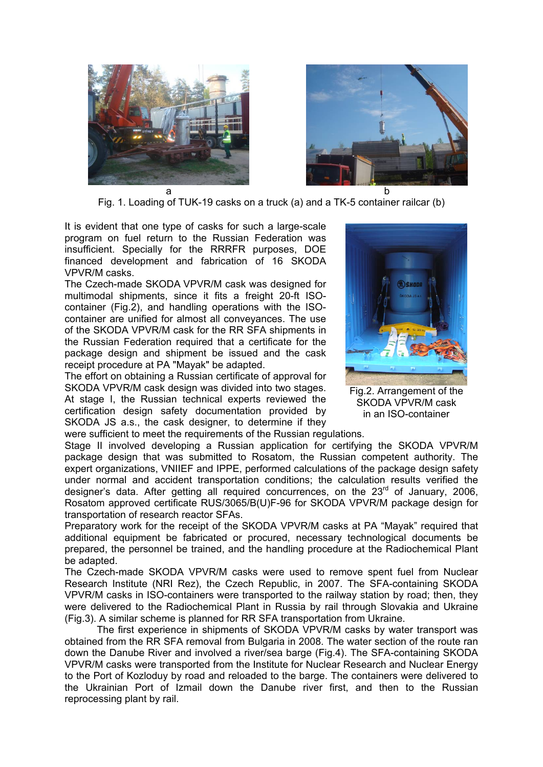a b

Fig. 1. Loading of TUK-19 casks on a truck (a) and a TK-5 container railcar (b)

It is evident that one type of casks for such a large-scale program on fuel return to the Russian Federation was insufficient. Specially for the RRRFR purposes, DOE financed development and fabrication of 16 SKODA VPVR/M casks.

The Czech-made SKODA VPVR/M cask was designed for multimodal shipments, since it fits a freight 20-ft ISO-container (Fig.2), and handling operations with the ISO-container are unified for almost all conveyances. The use of the SKODA VPVR/M cask for the RR SFA shipments in the Russian Federation required that a certificate for the package design and shipment be issued and the cask receipt procedure at PA "Mayak" be adapted.

Fig.2. Arrangement of the SKODA VPVR/M cask in an ISO-container

The effort on obtaining a Russian certificate of approval for SKODA VPVR/M cask design was divided into two stages. At stage I, the Russian technical experts reviewed the certification design safety documentation provided by SKODA JS a.s., the cask designer, to determine if they were sufficient to meet the requirements of the Russian regulations.

Stage II involved developing a Russian application for certifying the SKODA VPVR/M package design that was submitted to Rosatom, the Russian competent authority. The expert organizations, VNIIEF and IPPE, performed calculations of the package design safety under normal and accident transportation conditions; the calculation results verified the designer's data. After getting all required concurrences, on the 23rd of January, 2006, Rosatom approved certificate RUS/3065/B(U)F-96 for SKODA VPVR/M package design for transportation of research reactor SFAs.

Preparatory work for the receipt of the SKODA VPVR/M casks at PA "Mayak" required that additional equipment be fabricated or procured, necessary technological documents be prepared, the personnel be trained, and the handling procedure at the Radiochemical Plant be adapted.

The Czech-made SKODA VPVR/M casks were used to remove spent fuel from Nuclear Research Institute (NRI Rez), the Czech Republic, in 2007. The SFA-containing SKODA VPVR/M casks in ISO-containers were transported to the railway station by road; then, they were delivered to the Radiochemical Plant in Russia by rail through Slovakia and Ukraine (Fig.3). A similar scheme is planned for RR SFA transportation from Ukraine.

The first experience in shipments of SKODA VPVR/M casks by water transport was obtained from the RR SFA removal from Bulgaria in 2008. The water section of the route ran down the Danube River and involved a river/sea barge (Fig.4). The SFA-containing SKODA VPVR/M casks were transported from the Institute for Nuclear Research and Nuclear Energy to the Port of Kozloduy by road and reloaded to the barge. The containers were delivered to the Ukrainian Port of Izmail down the Danube river first, and then to the Russian reprocessing plant by rail.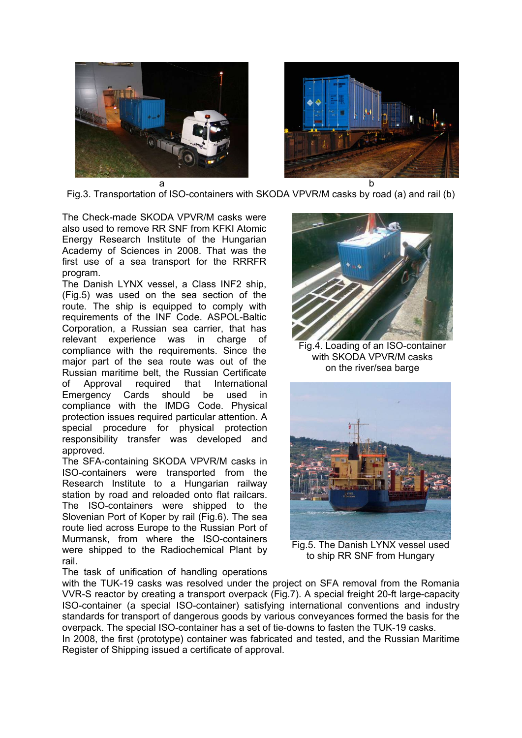a

b

Fig.3. Transportation of ISO-containers with SKODA VPVR/M casks by road (a) and rail (b)

The Check-made SKODA VPVR/M casks were also used to remove RR SNF from KFKI Atomic Energy Research Institute of the Hungarian Academy of Sciences in 2008. That was the first use of a sea transport for the RRRFR program.

The Danish LYNX vessel, a Class INF2 ship, (Fig.5) was used on the sea section of the route. The ship is equipped to comply with requirements of the INF Code. ASPOL-Baltic Corporation, a Russian sea carrier, that has relevant experience was in charge of compliance with the requirements. Since the major part of the sea route was out of the Russian maritime belt, the Russian Certificate of Approval required that International Emergency Cards should be used in compliance with the IMDG Code. Physical protection issues required particular attention. A special procedure for physical protection responsibility transfer was developed and approved.

The SFA-containing SKODA VPVR/M casks in ISO-containers were transported from the Research Institute to a Hungarian railway station by road and reloaded onto flat railcars. The ISO-containers were shipped to the Slovenian Port of Koper by rail (Fig.6). The sea route lied across Europe to the Russian Port of Murmansk, from where the ISO-containers were shipped to the Radiochemical Plant by rail.

Fig.4. Loading of an ISO-container with SKODA VPVR/M casks on the river/sea barge

Fig.5. The Danish LYNX vessel used to ship RR SNF from Hungary

The task of unification of handling operations with the TUK-19 casks was resolved under the project on SFA removal from the Romania VVR-S reactor by creating a transport overpack (Fig.7). A special freight 20-ft large-capacity ISO-container (a special ISO-container) satisfying international conventions and industry standards for transport of dangerous goods by various conveyances formed the basis for the overpack. The special ISO-container has a set of tie-downs to fasten the TUK-19 casks.

In 2008, the first (prototype) container was fabricated and tested, and the Russian Maritime Register of Shipping issued a certificate of approval.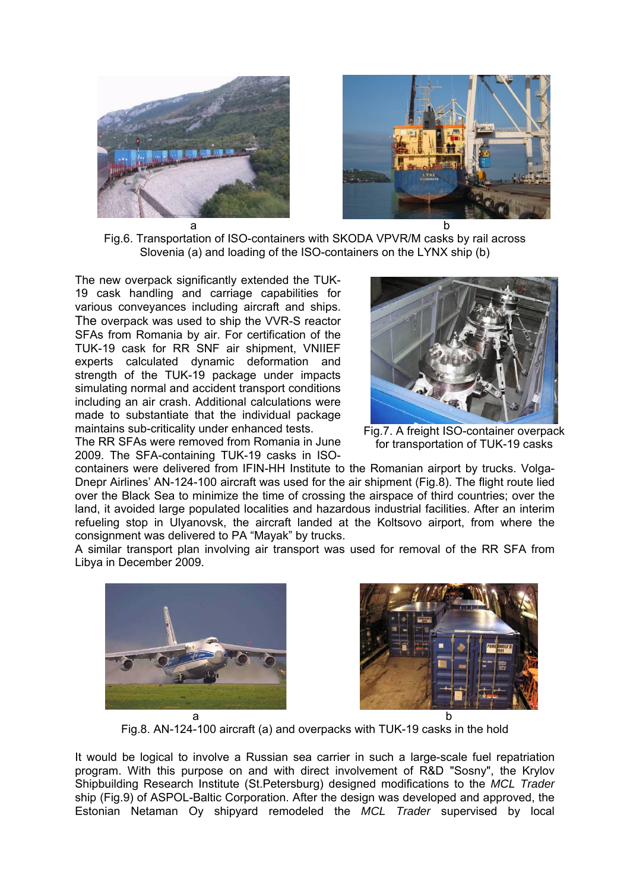a b

Fig.6. Transportation of ISO-containers with SKODA VPVR/M casks by rail across Slovenia (a) and loading of the ISO-containers on the LYNX ship (b)

The new overpack significantly extended the TUK-19 cask handling and carriage capabilities for various conveyances including aircraft and ships. The overpack was used to ship the VVR-S reactor SFAs from Romania by air. For certification of the TUK-19 cask for RR SNF air shipment, VNIIEF experts calculated dynamic deformation and strength of the TUK-19 package under impacts simulating normal and accident transport conditions including an air crash. Additional calculations were made to substantiate that the individual package maintains sub-criticality under enhanced tests.

Fig.7. A freight ISO-container overpack for transportation of TUK-19 casks

The RR SFAs were removed from Romania in June 2009. The SFA-containing TUK-19 casks in ISO-containers were delivered from IFIN-HH Institute to the Romanian airport by trucks. Volga-Dnepr Airlines' AN-124-100 aircraft was used for the air shipment (Fig.8). The flight route lied over the Black Sea to minimize the time of crossing the airspace of third countries; over the land, it avoided large populated localities and hazardous industrial facilities. After an interim refueling stop in Ulyanovsk, the aircraft landed at the Koltsovo airport, from where the consignment was delivered to PA "Mayak" by trucks.

A similar transport plan involving air transport was used for removal of the RR SFA from Libya in December 2009.

a b

Fig.8. AN-124-100 aircraft (a) and overpacks with TUK-19 casks in the hold

It would be logical to involve a Russian sea carrier in such a large-scale fuel repatriation program. With this purpose on and with direct involvement of R&D "Sosny", the Krylov Shipbuilding Research Institute (St.Petersburg) designed modifications to the *MCL Trader* ship (Fig.9) of ASPOL-Baltic Corporation. After the design was developed and approved, the Estonian Netaman Oy shipyard remodeled the *MCL Trader* supervised by local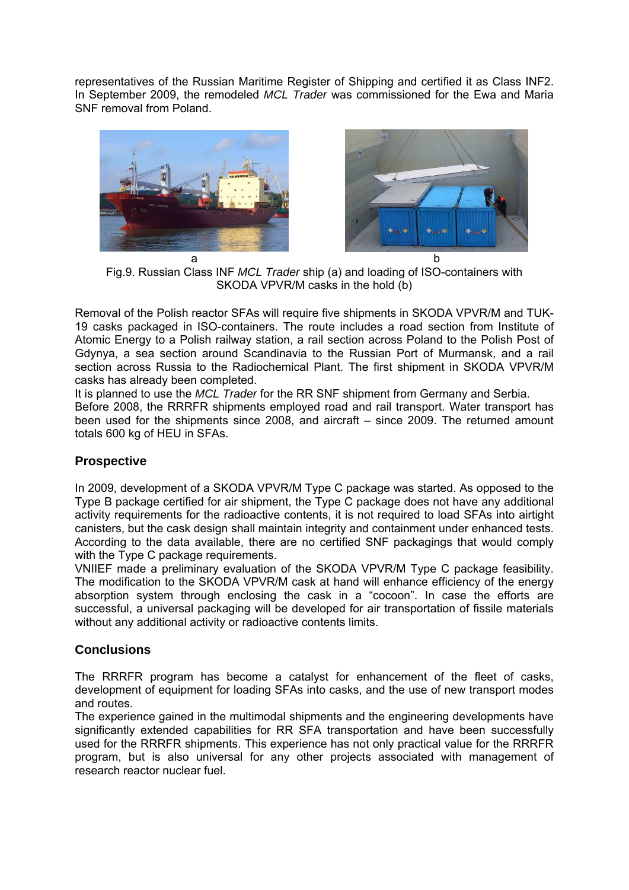representatives of the Russian Maritime Register of Shipping and certified it as Class INF2. In September 2009, the remodeled *MCL Trader* was commissioned for the Ewa and Maria SNF removal from Poland.

a b

Fig.9. Russian Class INF *MCL Trader* ship (a) and loading of ISO-containers with SKODA VPVR/M casks in the hold (b)

Removal of the Polish reactor SFAs will require five shipments in SKODA VPVR/M and TUK-19 casks packaged in ISO-containers. The route includes a road section from Institute of Atomic Energy to a Polish railway station, a rail section across Poland to the Polish Post of Gdynya, a sea section around Scandinavia to the Russian Port of Murmansk, and a rail section across Russia to the Radiochemical Plant. The first shipment in SKODA VPVR/M casks has already been completed.

It is planned to use the *MCL Trader* for the RR SNF shipment from Germany and Serbia.

Before 2008, the RRRFR shipments employed road and rail transport. Water transport has been used for the shipments since 2008, and aircraft – since 2009. The returned amount totals 600 kg of HEU in SFAs.

## Prospective

In 2009, development of a SKODA VPVR/M Type C package was started. As opposed to the Type B package certified for air shipment, the Type C package does not have any additional activity requirements for the radioactive contents, it is not required to load SFAs into airtight canisters, but the cask design shall maintain integrity and containment under enhanced tests. According to the data available, there are no certified SNF packagings that would comply with the Type C package requirements.

VNIIEF made a preliminary evaluation of the SKODA VPVR/M Type C package feasibility. The modification to the SKODA VPVR/M cask at hand will enhance efficiency of the energy absorption system through enclosing the cask in a "cocoon". In case the efforts are successful, a universal packaging will be developed for air transportation of fissile materials without any additional activity or radioactive contents limits.

## Conclusions

The RRRFR program has become a catalyst for enhancement of the fleet of casks, development of equipment for loading SFAs into casks, and the use of new transport modes and routes.

The experience gained in the multimodal shipments and the engineering developments have significantly extended capabilities for RR SFA transportation and have been successfully used for the RRRFR shipments. This experience has not only practical value for the RRRFR program, but is also universal for any other projects associated with management of research reactor nuclear fuel.